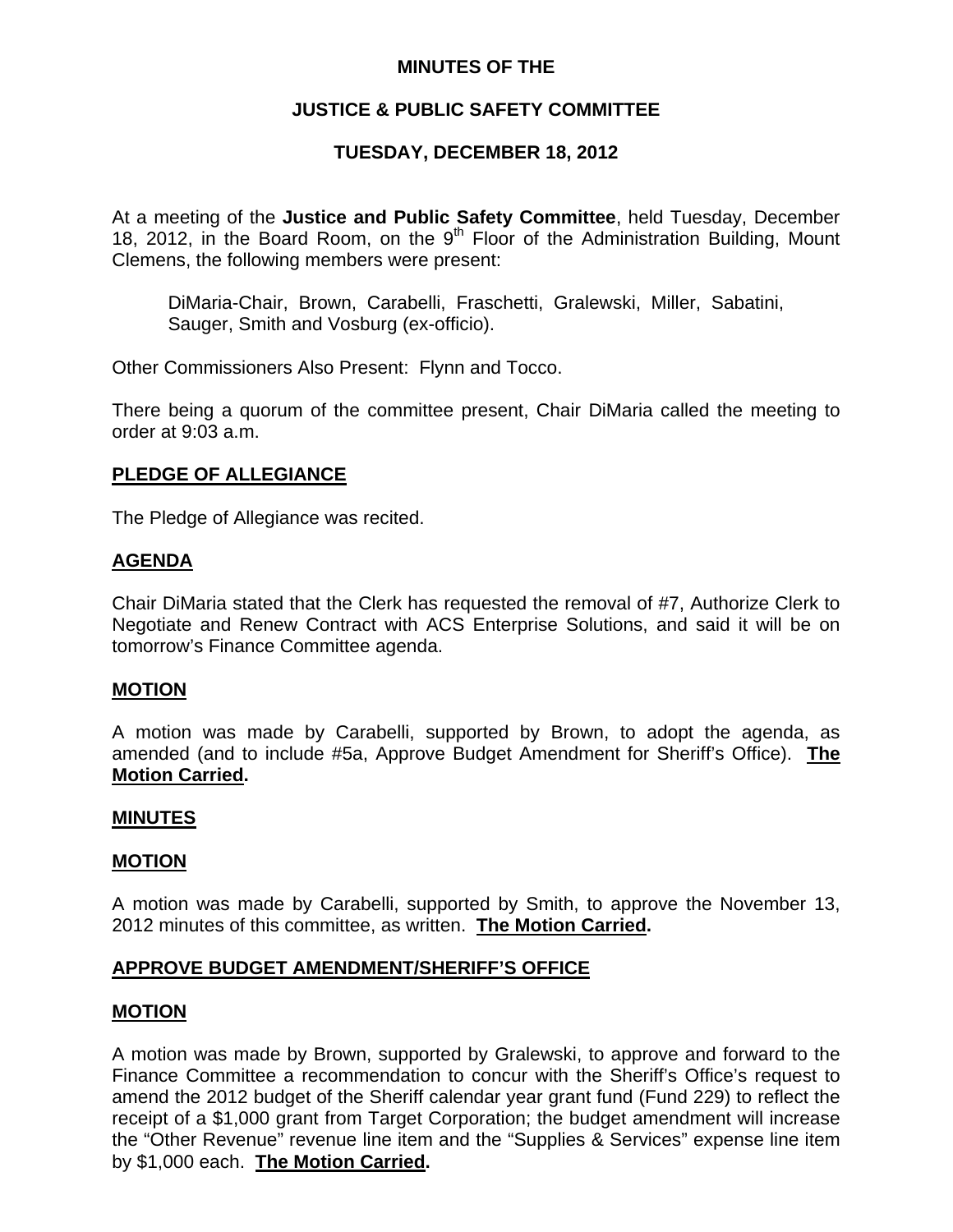**MINUTES OF THE**

**JUSTICE & PUBLIC SAFETY COMMITTEE**

**TUESDAY, DECEMBER 18, 2012**

At a meeting of the **Justice and Public Safety Committee**, held Tuesday, December 18, 2012, in the Board Room, on the 9th Floor of the Administration Building, Mount Clemens, the following members were present:

> DiMaria-Chair, Brown, Carabelli, Fraschetti, Gralewski, Miller, Sabatini, Sauger, Smith and Vosburg (ex-officio).

Other Commissioners Also Present: Flynn and Tocco.

There being a quorum of the committee present, Chair DiMaria called the meeting to order at 9:03 a.m.

## PLEDGE OF ALLEGIANCE

The Pledge of Allegiance was recited.

## AGENDA

Chair DiMaria stated that the Clerk has requested the removal of #7, Authorize Clerk to Negotiate and Renew Contract with ACS Enterprise Solutions, and said it will be on tomorrow's Finance Committee agenda.

## MOTION

A motion was made by Carabelli, supported by Brown, to adopt the agenda, as amended (and to include #5a, Approve Budget Amendment for Sheriff's Office). **The Motion Carried.**

## MINUTES

## MOTION

A motion was made by Carabelli, supported by Smith, to approve the November 13, 2012 minutes of this committee, as written. **The Motion Carried.**

## APPROVE BUDGET AMENDMENT/SHERIFF'S OFFICE

## MOTION

A motion was made by Brown, supported by Gralewski, to approve and forward to the Finance Committee a recommendation to concur with the Sheriff's Office's request to amend the 2012 budget of the Sheriff calendar year grant fund (Fund 229) to reflect the receipt of a $1,000 grant from Target Corporation; the budget amendment will increase the "Other Revenue" revenue line item and the "Supplies & Services" expense line item by $1,000 each. **The Motion Carried.**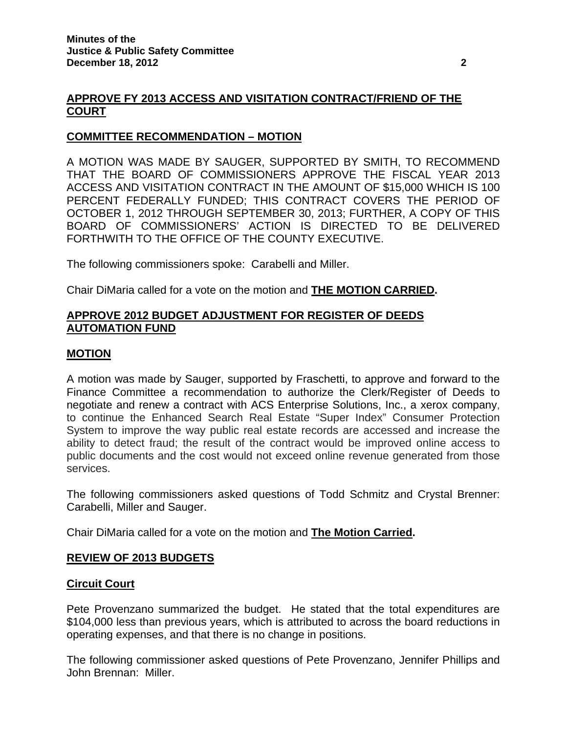## APPROVE FY 2013 ACCESS AND VISITATION CONTRACT/FRIEND OF THE COURT

### COMMITTEE RECOMMENDATION – MOTION

A MOTION WAS MADE BY SAUGER, SUPPORTED BY SMITH, TO RECOMMEND THAT THE BOARD OF COMMISSIONERS APPROVE THE FISCAL YEAR 2013 ACCESS AND VISITATION CONTRACT IN THE AMOUNT OF $15,000 WHICH IS 100 PERCENT FEDERALLY FUNDED; THIS CONTRACT COVERS THE PERIOD OF OCTOBER 1, 2012 THROUGH SEPTEMBER 30, 2013; FURTHER, A COPY OF THIS BOARD OF COMMISSIONERS' ACTION IS DIRECTED TO BE DELIVERED FORTHWITH TO THE OFFICE OF THE COUNTY EXECUTIVE.

The following commissioners spoke: Carabelli and Miller.

Chair DiMaria called for a vote on the motion and **THE MOTION CARRIED.**

## APPROVE 2012 BUDGET ADJUSTMENT FOR REGISTER OF DEEDS AUTOMATION FUND

### MOTION

A motion was made by Sauger, supported by Fraschetti, to approve and forward to the Finance Committee a recommendation to authorize the Clerk/Register of Deeds to negotiate and renew a contract with ACS Enterprise Solutions, Inc., a xerox company, to continue the Enhanced Search Real Estate "Super Index" Consumer Protection System to improve the way public real estate records are accessed and increase the ability to detect fraud; the result of the contract would be improved online access to public documents and the cost would not exceed online revenue generated from those services.

The following commissioners asked questions of Todd Schmitz and Crystal Brenner: Carabelli, Miller and Sauger.

Chair DiMaria called for a vote on the motion and **The Motion Carried.**

## REVIEW OF 2013 BUDGETS

### Circuit Court

Pete Provenzano summarized the budget. He stated that the total expenditures are $104,000 less than previous years, which is attributed to across the board reductions in operating expenses, and that there is no change in positions.

The following commissioner asked questions of Pete Provenzano, Jennifer Phillips and John Brennan: Miller.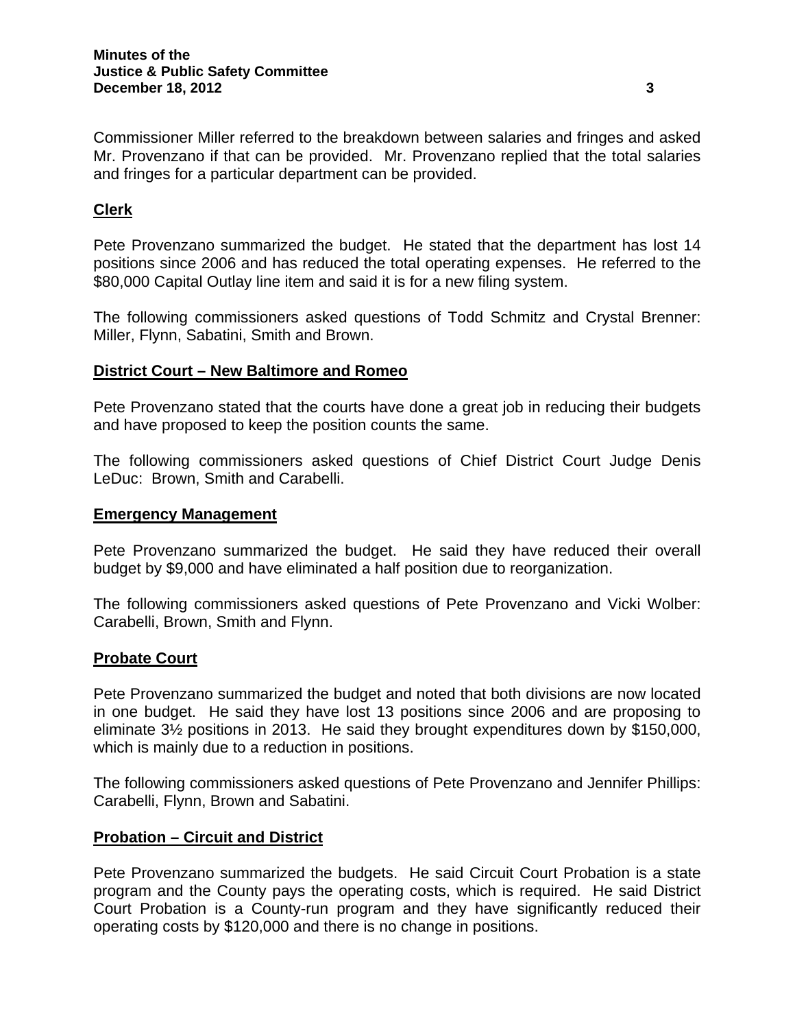Commissioner Miller referred to the breakdown between salaries and fringes and asked Mr. Provenzano if that can be provided. Mr. Provenzano replied that the total salaries and fringes for a particular department can be provided.

## Clerk

Pete Provenzano summarized the budget. He stated that the department has lost 14 positions since 2006 and has reduced the total operating expenses. He referred to the $80,000 Capital Outlay line item and said it is for a new filing system.

The following commissioners asked questions of Todd Schmitz and Crystal Brenner: Miller, Flynn, Sabatini, Smith and Brown.

## District Court – New Baltimore and Romeo

Pete Provenzano stated that the courts have done a great job in reducing their budgets and have proposed to keep the position counts the same.

The following commissioners asked questions of Chief District Court Judge Denis LeDuc: Brown, Smith and Carabelli.

## Emergency Management

Pete Provenzano summarized the budget. He said they have reduced their overall budget by $9,000 and have eliminated a half position due to reorganization.

The following commissioners asked questions of Pete Provenzano and Vicki Wolber: Carabelli, Brown, Smith and Flynn.

## Probate Court

Pete Provenzano summarized the budget and noted that both divisions are now located in one budget. He said they have lost 13 positions since 2006 and are proposing to eliminate 3½ positions in 2013. He said they brought expenditures down by $150,000, which is mainly due to a reduction in positions.

The following commissioners asked questions of Pete Provenzano and Jennifer Phillips: Carabelli, Flynn, Brown and Sabatini.

## Probation – Circuit and District

Pete Provenzano summarized the budgets. He said Circuit Court Probation is a state program and the County pays the operating costs, which is required. He said District Court Probation is a County-run program and they have significantly reduced their operating costs by $120,000 and there is no change in positions.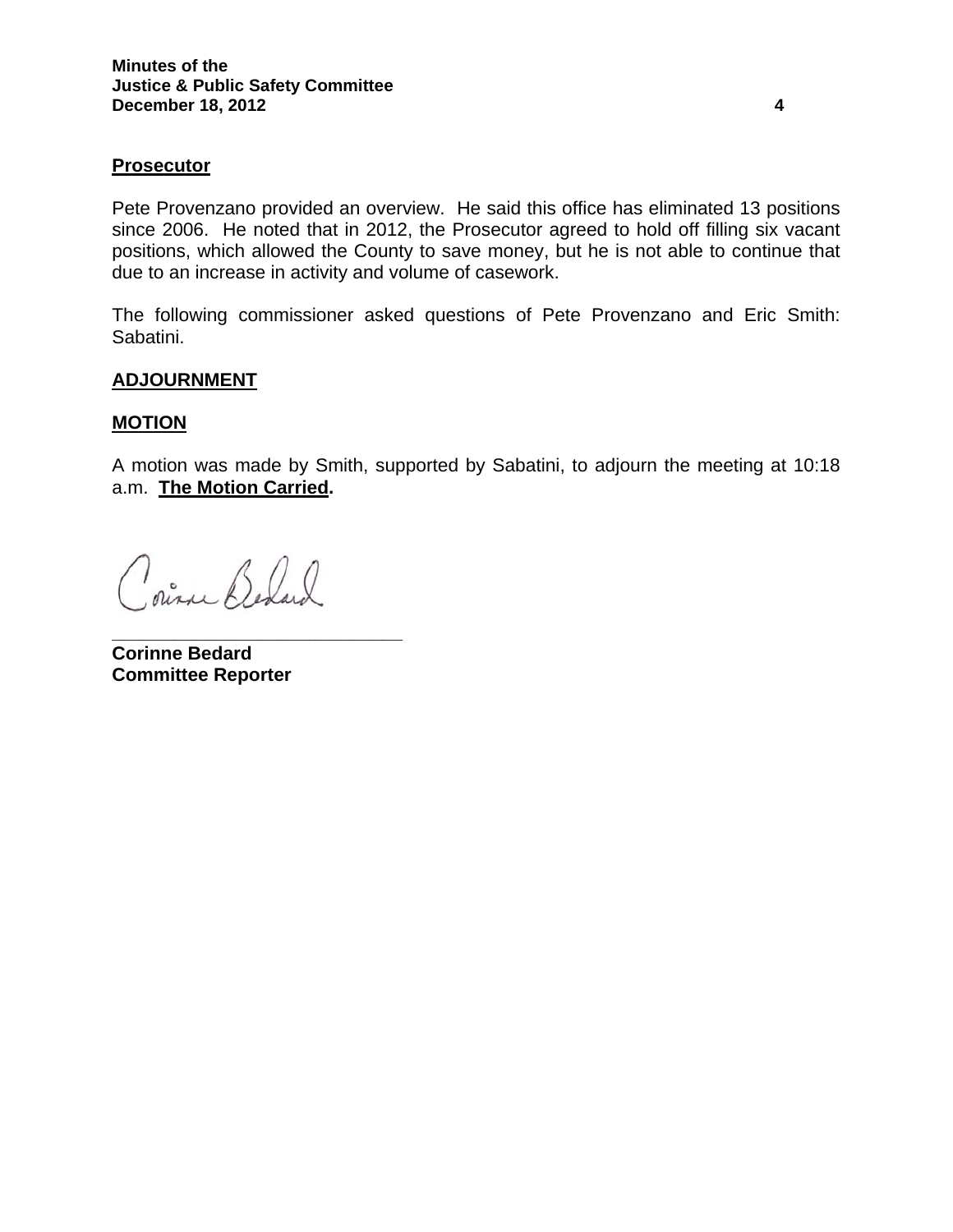## Prosecutor

Pete Provenzano provided an overview. He said this office has eliminated 13 positions since 2006. He noted that in 2012, the Prosecutor agreed to hold off filling six vacant positions, which allowed the County to save money, but he is not able to continue that due to an increase in activity and volume of casework.

The following commissioner asked questions of Pete Provenzano and Eric Smith: Sabatini.

## ADJOURNMENT

## MOTION

A motion was made by Smith, supported by Sabatini, to adjourn the meeting at 10:18 a.m. **The Motion Carried.**

\_\_\_\_\_\_\_\_\_\_\_\_\_\_\_\_\_\_\_\_\_\_\_\_\_\_\_\_\_\_
**Corinne Bedard**
**Committee Reporter**